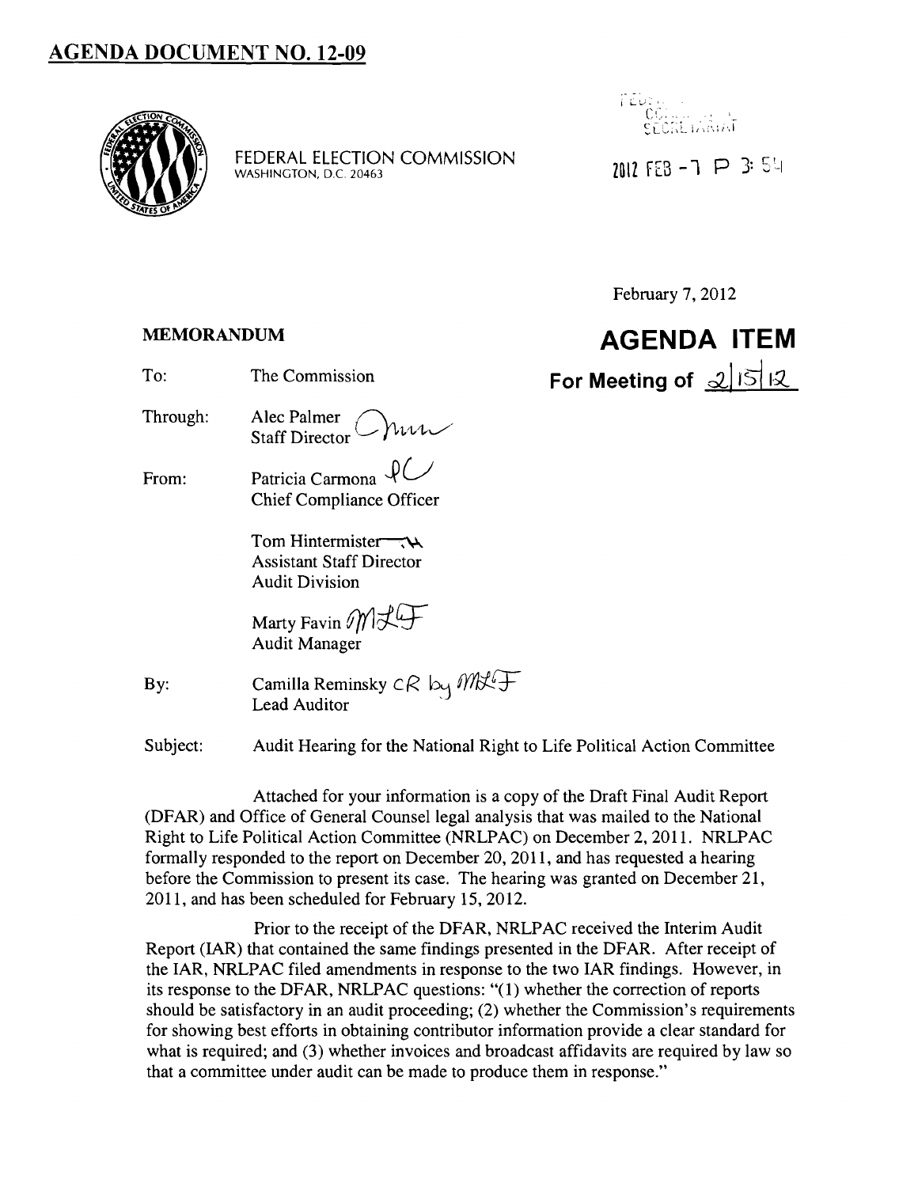# AGENDA DOCUMENT NO. 12-09

FEDERAL ELECTION COMMISSION
WASHINGTON, D.C. 20463

FEDERAL ELECTION COMMISSION SECRETARIAT

2012 FEB -7 P 3:54

February 7, 2012

**MEMORANDUM**

# AGENDA ITEM

**For Meeting of 2/15/12**

To: The Commission

Through: Alec Palmer
Staff Director

From: Patricia Carmona
Chief Compliance Officer

Tom Hintermister
Assistant Staff Director
Audit Division

Marty Favin
Audit Manager

By: Camilla Reminsky CR by MLF
Lead Auditor

Subject: Audit Hearing for the National Right to Life Political Action Committee

Attached for your information is a copy of the Draft Final Audit Report (DFAR) and Office of General Counsel legal analysis that was mailed to the National Right to Life Political Action Committee (NRLPAC) on December 2, 2011. NRLPAC formally responded to the report on December 20, 2011, and has requested a hearing before the Commission to present its case. The hearing was granted on December 21, 2011, and has been scheduled for February 15, 2012.

Prior to the receipt of the DFAR, NRLPAC received the Interim Audit Report (IAR) that contained the same findings presented in the DFAR. After receipt of the IAR, NRLPAC filed amendments in response to the two IAR findings. However, in its response to the DFAR, NRLPAC questions: "(1) whether the correction of reports should be satisfactory in an audit proceeding; (2) whether the Commission's requirements for showing best efforts in obtaining contributor information provide a clear standard for what is required; and (3) whether invoices and broadcast affidavits are required by law so that a committee under audit can be made to produce them in response."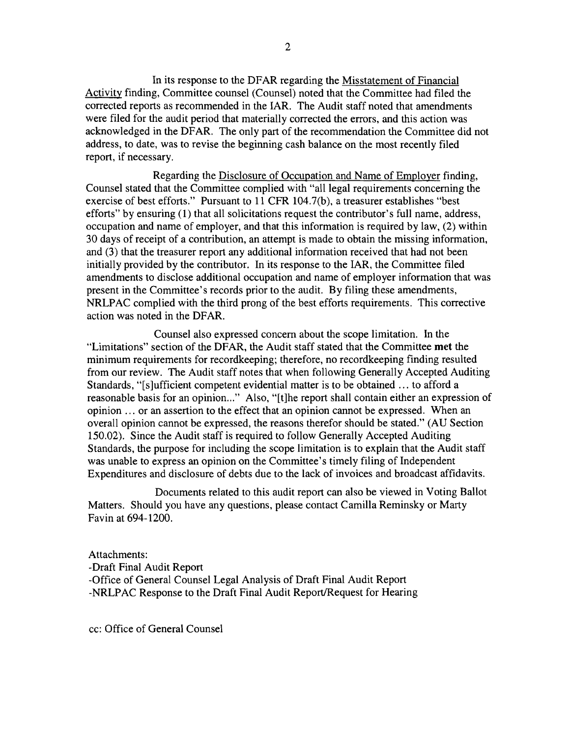In its response to the DFAR regarding the <u>Misstatement of Financial Activity</u> finding, Committee counsel (Counsel) noted that the Committee had filed the corrected reports as recommended in the IAR. The Audit staff noted that amendments were filed for the audit period that materially corrected the errors, and this action was acknowledged in the DFAR. The only part of the recommendation the Committee did not address, to date, was to revise the beginning cash balance on the most recently filed report, if necessary.

Regarding the <u>Disclosure of Occupation and Name of Employer</u> finding, Counsel stated that the Committee complied with "all legal requirements concerning the exercise of best efforts." Pursuant to 11 CFR 104.7(b), a treasurer establishes "best efforts" by ensuring (1) that all solicitations request the contributor's full name, address, occupation and name of employer, and that this information is required by law, (2) within 30 days of receipt of a contribution, an attempt is made to obtain the missing information, and (3) that the treasurer report any additional information received that had not been initially provided by the contributor. In its response to the IAR, the Committee filed amendments to disclose additional occupation and name of employer information that was present in the Committee's records prior to the audit. By filing these amendments, NRLPAC complied with the third prong of the best efforts requirements. This corrective action was noted in the DFAR.

Counsel also expressed concern about the scope limitation. In the "Limitations" section of the DFAR, the Audit staff stated that the Committee **met** the minimum requirements for recordkeeping; therefore, no recordkeeping finding resulted from our review. The Audit staff notes that when following Generally Accepted Auditing Standards, "[s]ufficient competent evidential matter is to be obtained ... to afford a reasonable basis for an opinion..." Also, "[t]he report shall contain either an expression of opinion ... or an assertion to the effect that an opinion cannot be expressed. When an overall opinion cannot be expressed, the reasons therefor should be stated." (AU Section 150.02). Since the Audit staff is required to follow Generally Accepted Auditing Standards, the purpose for including the scope limitation is to explain that the Audit staff was unable to express an opinion on the Committee's timely filing of Independent Expenditures and disclosure of debts due to the lack of invoices and broadcast affidavits.

Documents related to this audit report can also be viewed in Voting Ballot Matters. Should you have any questions, please contact Camilla Reminsky or Marty Favin at 694-1200.

Attachments:
-Draft Final Audit Report
-Office of General Counsel Legal Analysis of Draft Final Audit Report
-NRLPAC Response to the Draft Final Audit Report/Request for Hearing

cc: Office of General Counsel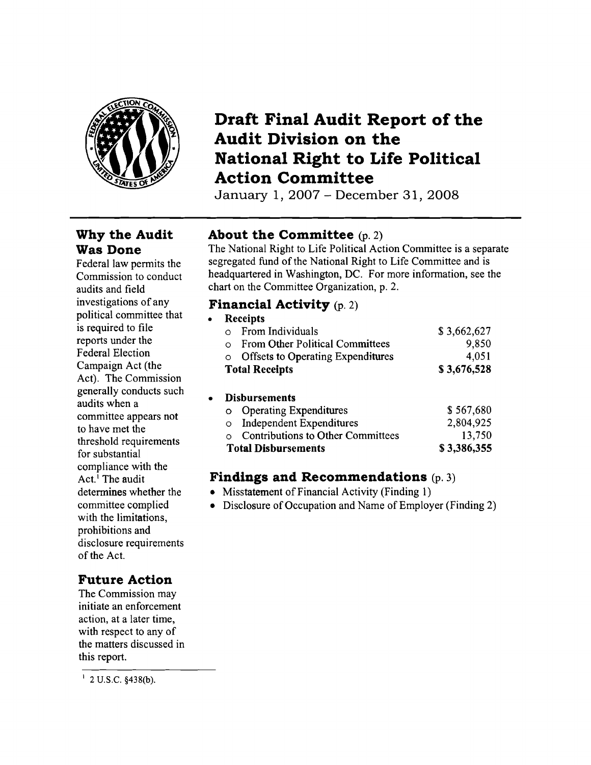# Draft Final Audit Report of the Audit Division on the National Right to Life Political Action Committee

January 1, 2007 – December 31, 2008

## Why the Audit Was Done

Federal law permits the Commission to conduct audits and field investigations of any political committee that is required to file reports under the Federal Election Campaign Act (the Act). The Commission generally conducts such audits when a committee appears not to have met the threshold requirements for substantial compliance with the Act.[1] The audit determines whether the committee complied with the limitations, prohibitions and disclosure requirements of the Act.

## Future Action

The Commission may initiate an enforcement action, at a later time, with respect to any of the matters discussed in this report.

## About the Committee (p. 2)

The National Right to Life Political Action Committee is a separate segregated fund of the National Right to Life Committee and is headquartered in Washington, DC. For more information, see the chart on the Committee Organization, p. 2.

## Financial Activity (p. 2)

| | |
|---|---|
| • **Receipts** | |
| o From Individuals | $ 3,662,627 |
| o From Other Political Committees | 9,850 |
| o Offsets to Operating Expenditures | 4,051 |
| **Total Receipts** | **$ 3,676,528** |
| • **Disbursements** | |
| o Operating Expenditures | $ 567,680 |
| o Independent Expenditures | 2,804,925 |
| o Contributions to Other Committees | 13,750 |
| **Total Disbursements** | **$ 3,386,355** |

## Findings and Recommendations (p. 3)

- Misstatement of Financial Activity (Finding 1)
- Disclosure of Occupation and Name of Employer (Finding 2)

---

[1] 2 U.S.C. §438(b).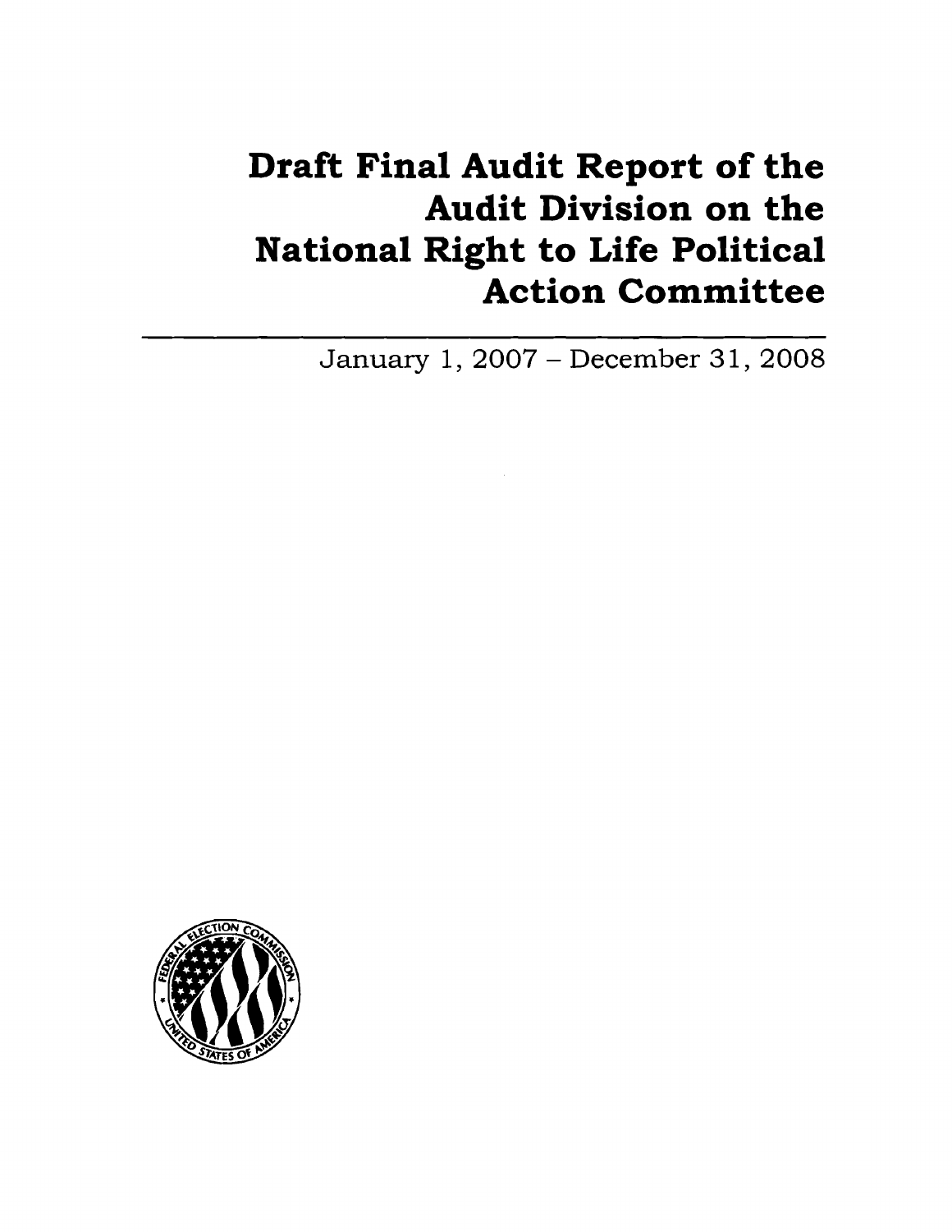# Draft Final Audit Report of the Audit Division on the National Right to Life Political Action Committee

January 1, 2007 – December 31, 2008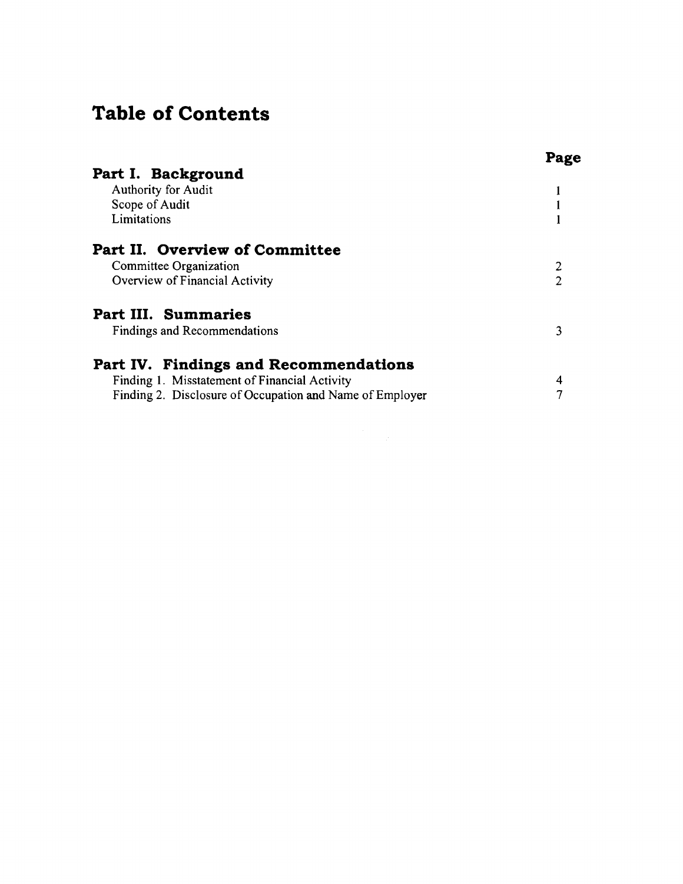# Table of Contents

| | Page |
|---|---|
| **Part I. Background** | |
| Authority for Audit | 1 |
| Scope of Audit | 1 |
| Limitations | 1 |
| **Part II. Overview of Committee** | |
| Committee Organization | 2 |
| Overview of Financial Activity | 2 |
| **Part III. Summaries** | |
| Findings and Recommendations | 3 |
| **Part IV. Findings and Recommendations** | |
| Finding 1. Misstatement of Financial Activity | 4 |
| Finding 2. Disclosure of Occupation and Name of Employer | 7 |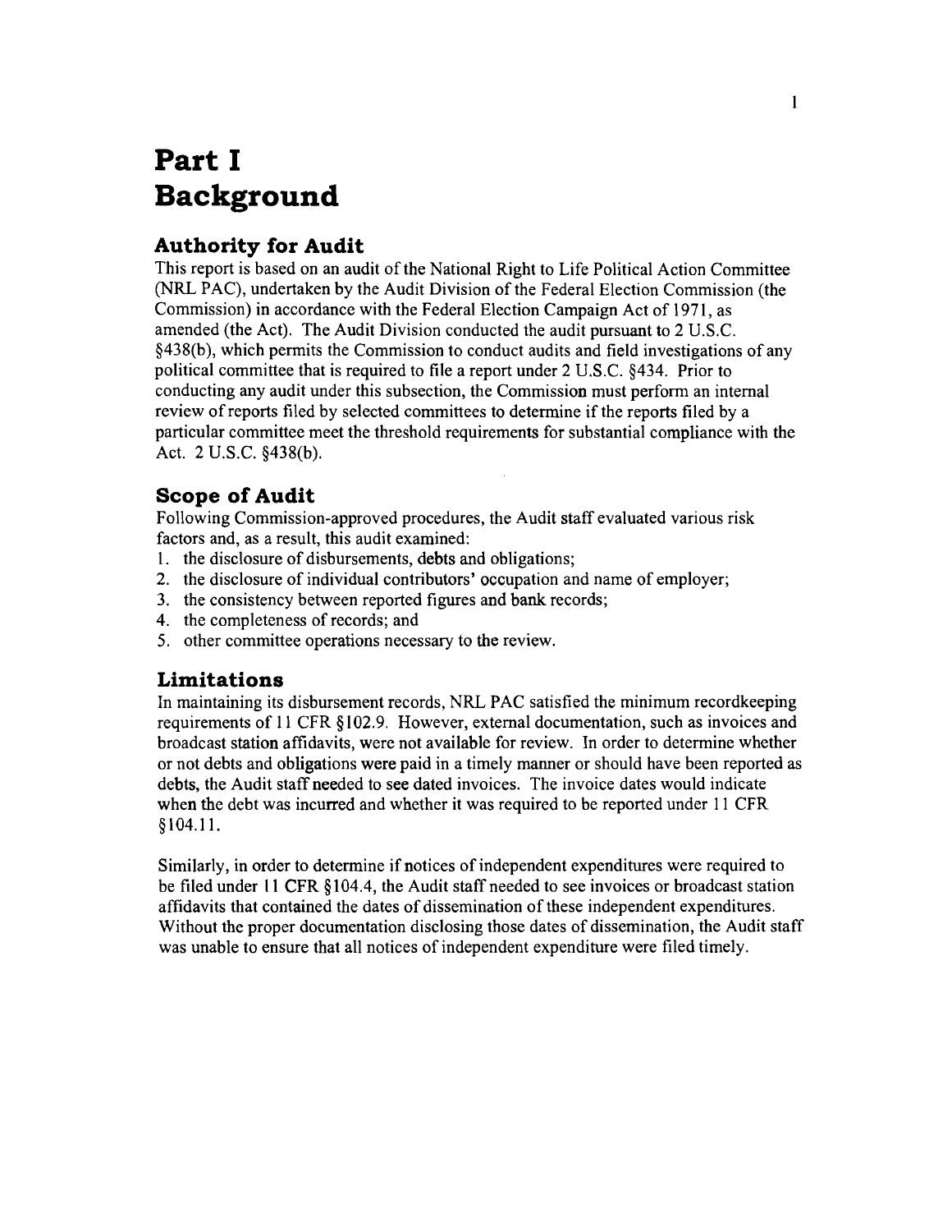# Part I
# Background

## Authority for Audit

This report is based on an audit of the National Right to Life Political Action Committee (NRL PAC), undertaken by the Audit Division of the Federal Election Commission (the Commission) in accordance with the Federal Election Campaign Act of 1971, as amended (the Act). The Audit Division conducted the audit pursuant to 2 U.S.C. §438(b), which permits the Commission to conduct audits and field investigations of any political committee that is required to file a report under 2 U.S.C. §434. Prior to conducting any audit under this subsection, the Commission must perform an internal review of reports filed by selected committees to determine if the reports filed by a particular committee meet the threshold requirements for substantial compliance with the Act. 2 U.S.C. §438(b).

## Scope of Audit

Following Commission-approved procedures, the Audit staff evaluated various risk factors and, as a result, this audit examined:

1. the disclosure of disbursements, debts and obligations;
2. the disclosure of individual contributors' occupation and name of employer;
3. the consistency between reported figures and bank records;
4. the completeness of records; and
5. other committee operations necessary to the review.

## Limitations

In maintaining its disbursement records, NRL PAC satisfied the minimum recordkeeping requirements of 11 CFR §102.9. However, external documentation, such as invoices and broadcast station affidavits, were not available for review. In order to determine whether or not debts and obligations were paid in a timely manner or should have been reported as debts, the Audit staff needed to see dated invoices. The invoice dates would indicate when the debt was incurred and whether it was required to be reported under 11 CFR §104.11.

Similarly, in order to determine if notices of independent expenditures were required to be filed under 11 CFR §104.4, the Audit staff needed to see invoices or broadcast station affidavits that contained the dates of dissemination of these independent expenditures. Without the proper documentation disclosing those dates of dissemination, the Audit staff was unable to ensure that all notices of independent expenditure were filed timely.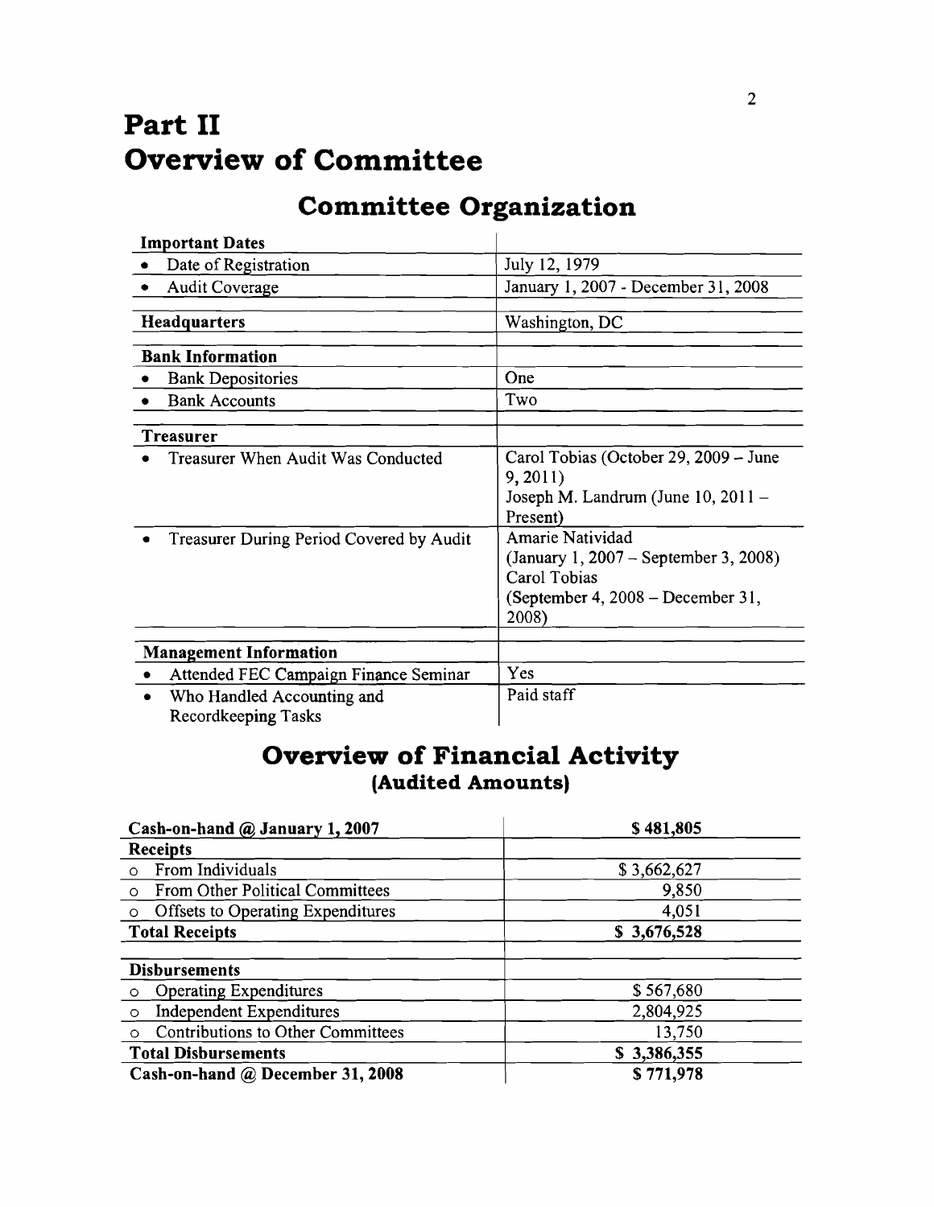# Part II
# Overview of Committee

## Committee Organization

| **Important Dates** | |
|---|---|
| • Date of Registration | July 12, 1979 |
| • Audit Coverage | January 1, 2007 - December 31, 2008 |
| **Headquarters** | Washington, DC |
| **Bank Information** | |
| • Bank Depositories | One |
| • Bank Accounts | Two |
| **Treasurer** | |
| • Treasurer When Audit Was Conducted | Carol Tobias (October 29, 2009 – June 9, 2011)<br>Joseph M. Landrum (June 10, 2011 – Present) |
| • Treasurer During Period Covered by Audit | Amarie Natividad<br>(January 1, 2007 – September 3, 2008)<br>Carol Tobias<br>(September 4, 2008 – December 31, 2008) |
| **Management Information** | |
| • Attended FEC Campaign Finance Seminar | Yes |
| • Who Handled Accounting and Recordkeeping Tasks | Paid staff |

## Overview of Financial Activity
### (Audited Amounts)

| **Cash-on-hand @ January 1, 2007** | **$ 481,805** |
|---|---|
| **Receipts** | |
| o From Individuals | $ 3,662,627 |
| o From Other Political Committees | 9,850 |
| o Offsets to Operating Expenditures | 4,051 |
| **Total Receipts** | **$ 3,676,528** |
| **Disbursements** | |
| o Operating Expenditures | $ 567,680 |
| o Independent Expenditures | 2,804,925 |
| o Contributions to Other Committees | 13,750 |
| **Total Disbursements** | **$ 3,386,355** |
| **Cash-on-hand @ December 31, 2008** | **$ 771,978** |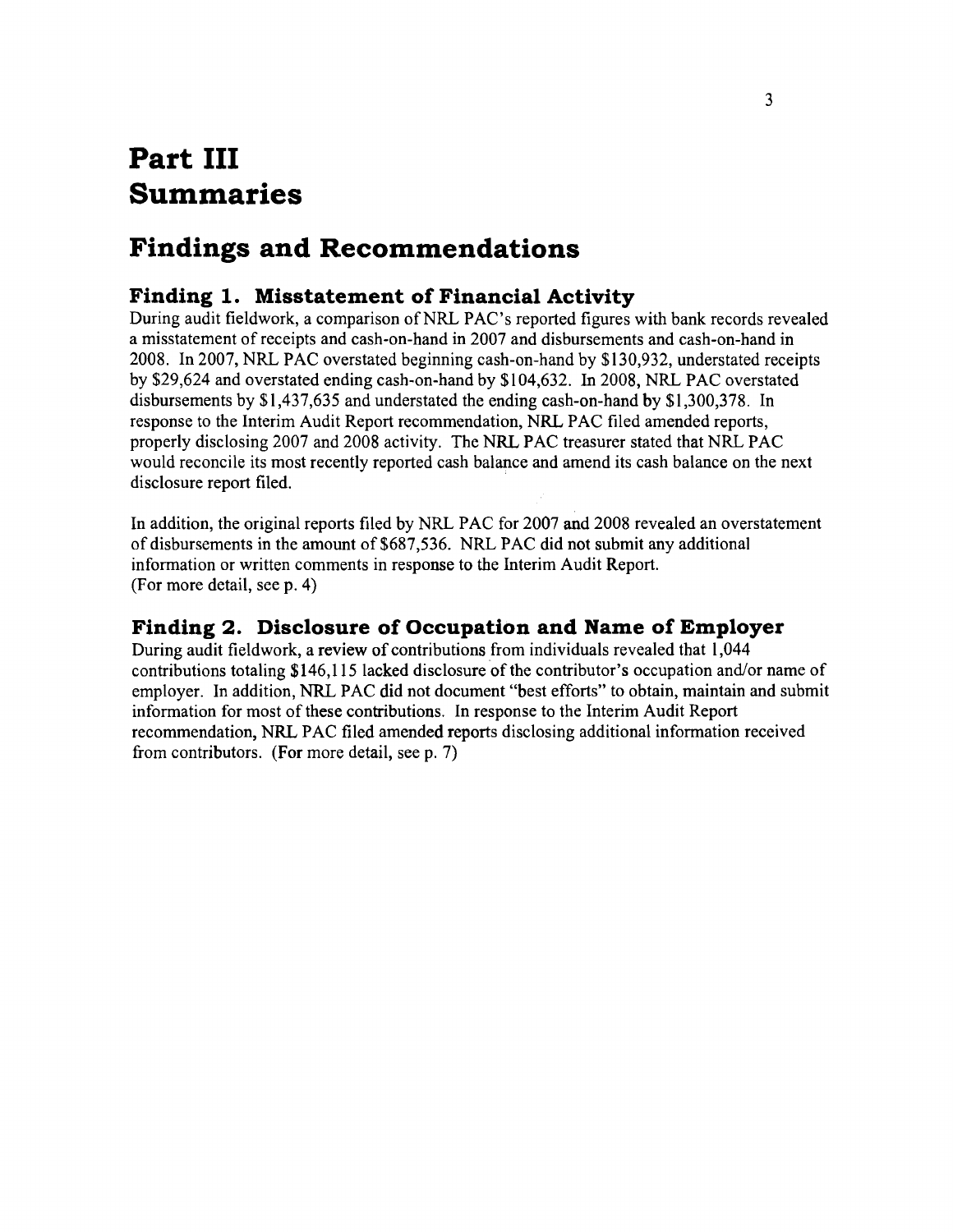# Part III
# Summaries

## Findings and Recommendations

### Finding 1. Misstatement of Financial Activity

During audit fieldwork, a comparison of NRL PAC's reported figures with bank records revealed a misstatement of receipts and cash-on-hand in 2007 and disbursements and cash-on-hand in 2008. In 2007, NRL PAC overstated beginning cash-on-hand by $130,932, understated receipts by $29,624 and overstated ending cash-on-hand by $104,632. In 2008, NRL PAC overstated disbursements by $1,437,635 and understated the ending cash-on-hand by $1,300,378. In response to the Interim Audit Report recommendation, NRL PAC filed amended reports, properly disclosing 2007 and 2008 activity. The NRL PAC treasurer stated that NRL PAC would reconcile its most recently reported cash balance and amend its cash balance on the next disclosure report filed.

In addition, the original reports filed by NRL PAC for 2007 and 2008 revealed an overstatement of disbursements in the amount of $687,536. NRL PAC did not submit any additional information or written comments in response to the Interim Audit Report.
(For more detail, see p. 4)

### Finding 2. Disclosure of Occupation and Name of Employer

During audit fieldwork, a review of contributions from individuals revealed that 1,044 contributions totaling $146,115 lacked disclosure of the contributor's occupation and/or name of employer. In addition, NRL PAC did not document "best efforts" to obtain, maintain and submit information for most of these contributions. In response to the Interim Audit Report recommendation, NRL PAC filed amended reports disclosing additional information received from contributors. (For more detail, see p. 7)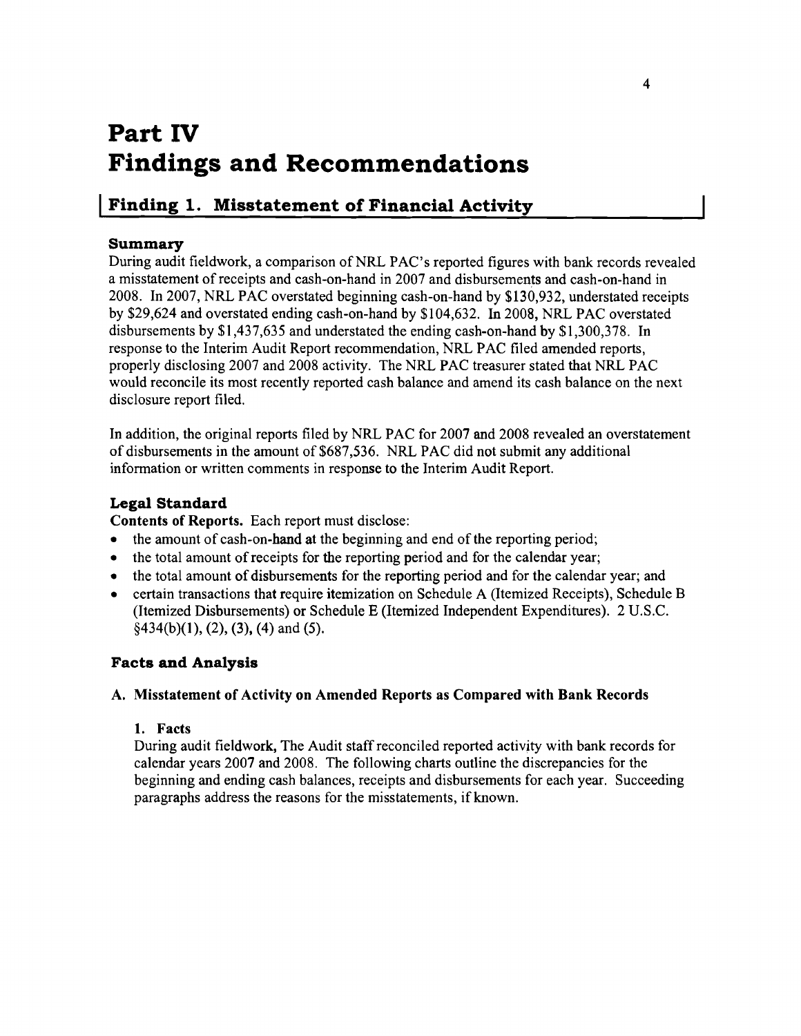# Part IV
# Findings and Recommendations

## Finding 1. Misstatement of Financial Activity

### Summary

During audit fieldwork, a comparison of NRL PAC's reported figures with bank records revealed a misstatement of receipts and cash-on-hand in 2007 and disbursements and cash-on-hand in 2008. In 2007, NRL PAC overstated beginning cash-on-hand by $130,932, understated receipts by $29,624 and overstated ending cash-on-hand by $104,632. In 2008, NRL PAC overstated disbursements by $1,437,635 and understated the ending cash-on-hand by $1,300,378. In response to the Interim Audit Report recommendation, NRL PAC filed amended reports, properly disclosing 2007 and 2008 activity. The NRL PAC treasurer stated that NRL PAC would reconcile its most recently reported cash balance and amend its cash balance on the next disclosure report filed.

In addition, the original reports filed by NRL PAC for 2007 and 2008 revealed an overstatement of disbursements in the amount of $687,536. NRL PAC did not submit any additional information or written comments in response to the Interim Audit Report.

### Legal Standard

**Contents of Reports.** Each report must disclose:

- the amount of cash-on-hand at the beginning and end of the reporting period;
- the total amount of receipts for the reporting period and for the calendar year;
- the total amount of disbursements for the reporting period and for the calendar year; and
- certain transactions that require itemization on Schedule A (Itemized Receipts), Schedule B (Itemized Disbursements) or Schedule E (Itemized Independent Expenditures). 2 U.S.C. §434(b)(1), (2), (3), (4) and (5).

### Facts and Analysis

**A. Misstatement of Activity on Amended Reports as Compared with Bank Records**

**1. Facts**

During audit fieldwork, The Audit staff reconciled reported activity with bank records for calendar years 2007 and 2008. The following charts outline the discrepancies for the beginning and ending cash balances, receipts and disbursements for each year. Succeeding paragraphs address the reasons for the misstatements, if known.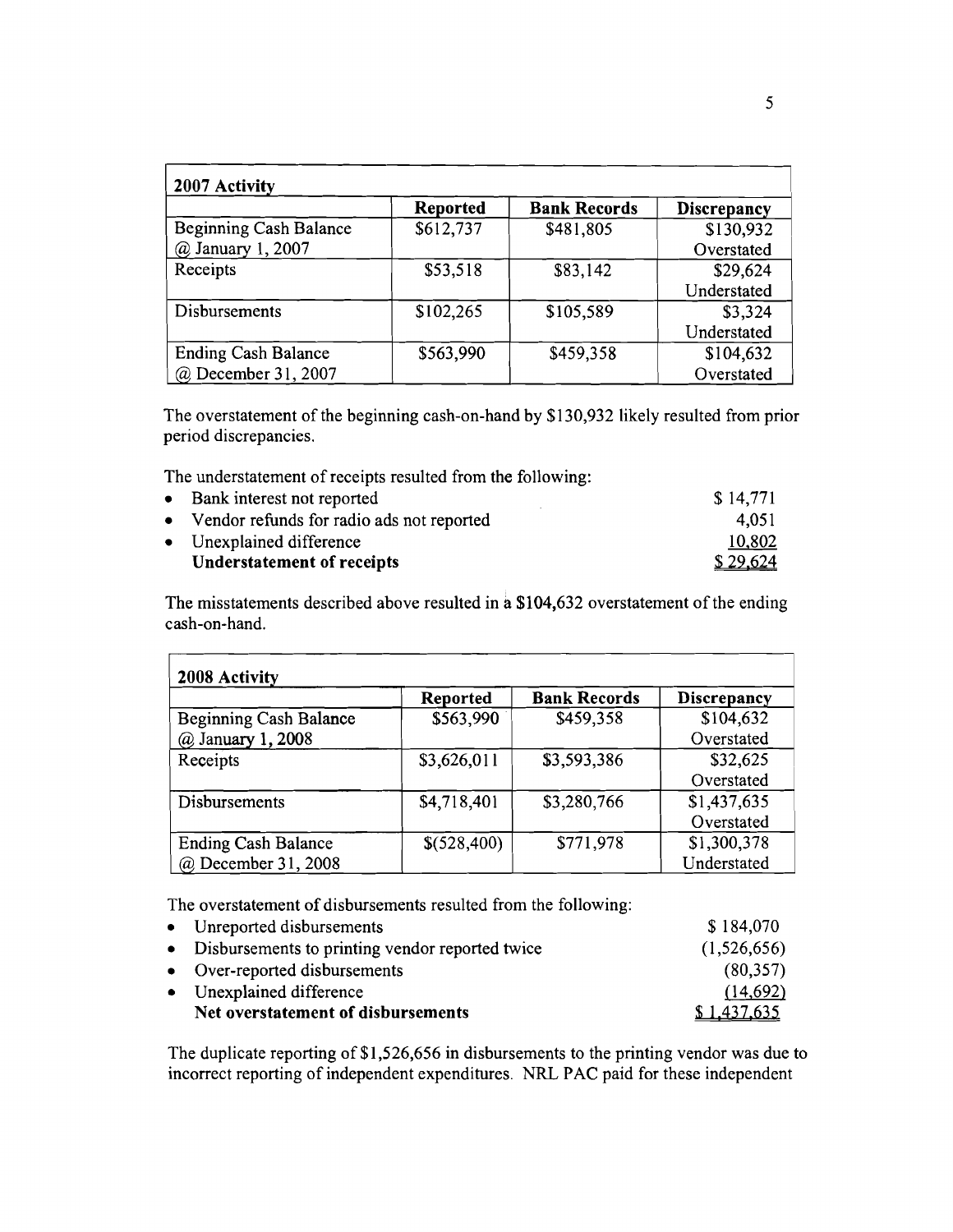| 2007 Activity | | | |
|---|---|---|---|
| | **Reported** | **Bank Records** | **Discrepancy** |
| Beginning Cash Balance @ January 1, 2007 | $612,737 | $481,805 | $130,932 Overstated |
| Receipts | $53,518 | $83,142 | $29,624 Understated |
| Disbursements | $102,265 | $105,589 | $3,324 Understated |
| Ending Cash Balance @ December 31, 2007 | $563,990 | $459,358 | $104,632 Overstated |

The overstatement of the beginning cash-on-hand by $130,932 likely resulted from prior period discrepancies.

The understatement of receipts resulted from the following:

| | |
|---|---|
| • Bank interest not reported | $ 14,771 |
| • Vendor refunds for radio ads not reported | 4,051 |
| • Unexplained difference | 10,802 |
| **Understatement of receipts** | $ 29,624 |

The misstatements described above resulted in a $104,632 overstatement of the ending cash-on-hand.

| 2008 Activity | | | |
|---|---|---|---|
| | **Reported** | **Bank Records** | **Discrepancy** |
| Beginning Cash Balance @ January 1, 2008 | $563,990 | $459,358 | $104,632 Overstated |
| Receipts | $3,626,011 | $3,593,386 | $32,625 Overstated |
| Disbursements | $4,718,401 | $3,280,766 | $1,437,635 Overstated |
| Ending Cash Balance @ December 31, 2008 | $(528,400) | $771,978 | $1,300,378 Understated |

The overstatement of disbursements resulted from the following:

| | |
|---|---|
| • Unreported disbursements | $ 184,070 |
| • Disbursements to printing vendor reported twice | (1,526,656) |
| • Over-reported disbursements | (80,357) |
| • Unexplained difference | (14,692) |
| **Net overstatement of disbursements** | $ 1,437,635 |

The duplicate reporting of $1,526,656 in disbursements to the printing vendor was due to incorrect reporting of independent expenditures. NRL PAC paid for these independent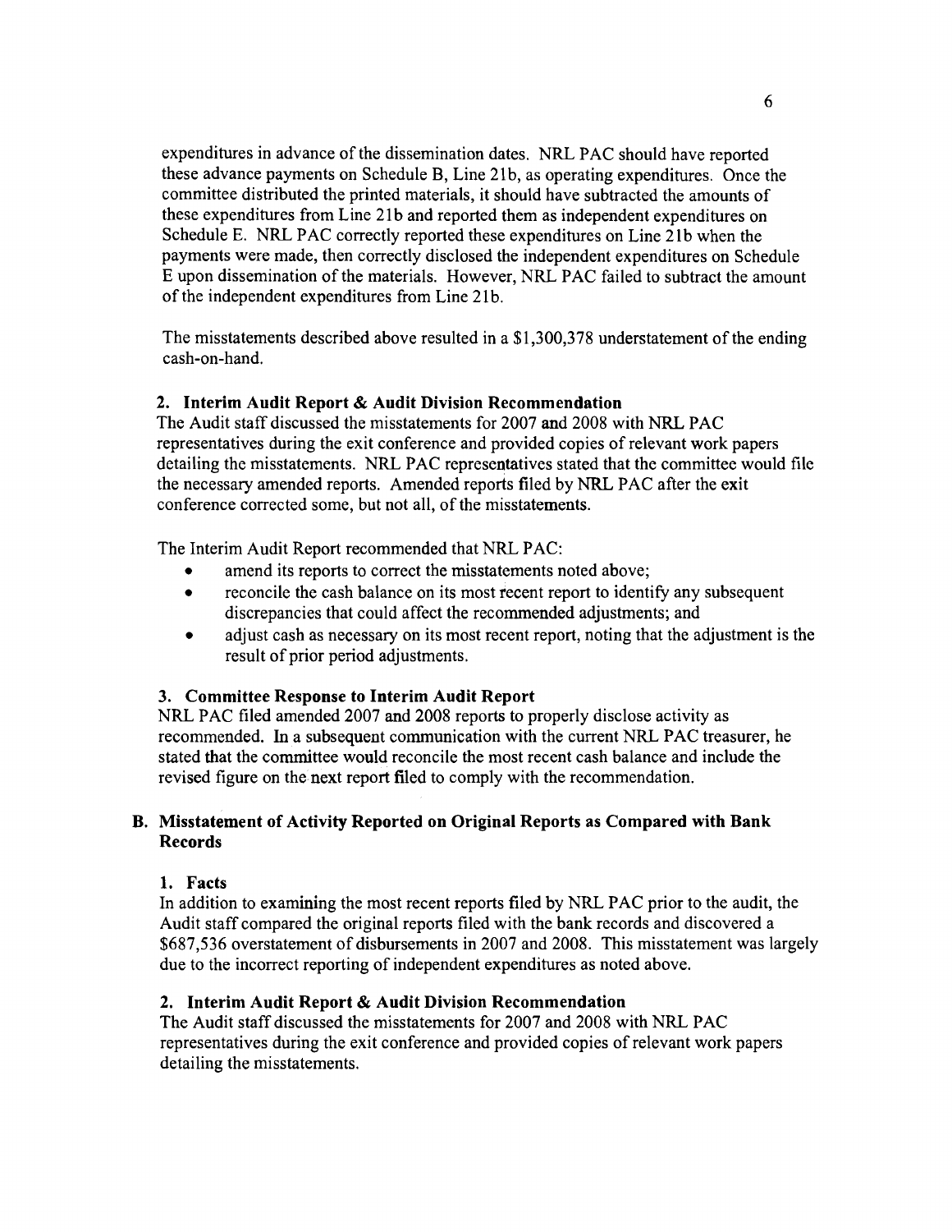expenditures in advance of the dissemination dates. NRL PAC should have reported these advance payments on Schedule B, Line 21b, as operating expenditures. Once the committee distributed the printed materials, it should have subtracted the amounts of these expenditures from Line 21b and reported them as independent expenditures on Schedule E. NRL PAC correctly reported these expenditures on Line 21b when the payments were made, then correctly disclosed the independent expenditures on Schedule E upon dissemination of the materials. However, NRL PAC failed to subtract the amount of the independent expenditures from Line 21b.

The misstatements described above resulted in a $1,300,378 understatement of the ending cash-on-hand.

#### 2. Interim Audit Report & Audit Division Recommendation

The Audit staff discussed the misstatements for 2007 and 2008 with NRL PAC representatives during the exit conference and provided copies of relevant work papers detailing the misstatements. NRL PAC representatives stated that the committee would file the necessary amended reports. Amended reports filed by NRL PAC after the exit conference corrected some, but not all, of the misstatements.

The Interim Audit Report recommended that NRL PAC:

- amend its reports to correct the misstatements noted above;
- reconcile the cash balance on its most recent report to identify any subsequent discrepancies that could affect the recommended adjustments; and
- adjust cash as necessary on its most recent report, noting that the adjustment is the result of prior period adjustments.

#### 3. Committee Response to Interim Audit Report

NRL PAC filed amended 2007 and 2008 reports to properly disclose activity as recommended. In a subsequent communication with the current NRL PAC treasurer, he stated that the committee would reconcile the most recent cash balance and include the revised figure on the next report filed to comply with the recommendation.

### B. Misstatement of Activity Reported on Original Reports as Compared with Bank Records

#### 1. Facts

In addition to examining the most recent reports filed by NRL PAC prior to the audit, the Audit staff compared the original reports filed with the bank records and discovered a $687,536 overstatement of disbursements in 2007 and 2008. This misstatement was largely due to the incorrect reporting of independent expenditures as noted above.

#### 2. Interim Audit Report & Audit Division Recommendation

The Audit staff discussed the misstatements for 2007 and 2008 with NRL PAC representatives during the exit conference and provided copies of relevant work papers detailing the misstatements.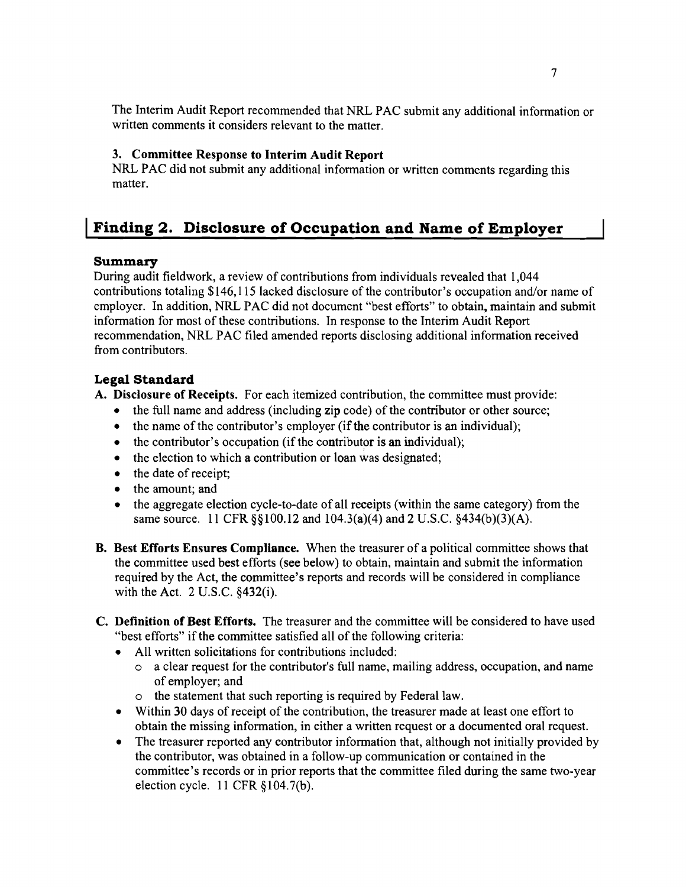The Interim Audit Report recommended that NRL PAC submit any additional information or written comments it considers relevant to the matter.

### 3. Committee Response to Interim Audit Report

NRL PAC did not submit any additional information or written comments regarding this matter.

## Finding 2. Disclosure of Occupation and Name of Employer

### Summary

During audit fieldwork, a review of contributions from individuals revealed that 1,044 contributions totaling $146,115 lacked disclosure of the contributor's occupation and/or name of employer. In addition, NRL PAC did not document "best efforts" to obtain, maintain and submit information for most of these contributions. In response to the Interim Audit Report recommendation, NRL PAC filed amended reports disclosing additional information received from contributors.

### Legal Standard

**A. Disclosure of Receipts.** For each itemized contribution, the committee must provide:

- the full name and address (including zip code) of the contributor or other source;
- the name of the contributor's employer (if the contributor is an individual);
- the contributor's occupation (if the contributor is an individual);
- the election to which a contribution or loan was designated;
- the date of receipt;
- the amount; and
- the aggregate election cycle-to-date of all receipts (within the same category) from the same source. 11 CFR §§100.12 and 104.3(a)(4) and 2 U.S.C. §434(b)(3)(A).

**B. Best Efforts Ensures Compliance.** When the treasurer of a political committee shows that the committee used best efforts (see below) to obtain, maintain and submit the information required by the Act, the committee's reports and records will be considered in compliance with the Act. 2 U.S.C. §432(i).

**C. Definition of Best Efforts.** The treasurer and the committee will be considered to have used "best efforts" if the committee satisfied all of the following criteria:

- All written solicitations for contributions included:
  - a clear request for the contributor's full name, mailing address, occupation, and name of employer; and
  - the statement that such reporting is required by Federal law.
- Within 30 days of receipt of the contribution, the treasurer made at least one effort to obtain the missing information, in either a written request or a documented oral request.
- The treasurer reported any contributor information that, although not initially provided by the contributor, was obtained in a follow-up communication or contained in the committee's records or in prior reports that the committee filed during the same two-year election cycle. 11 CFR §104.7(b).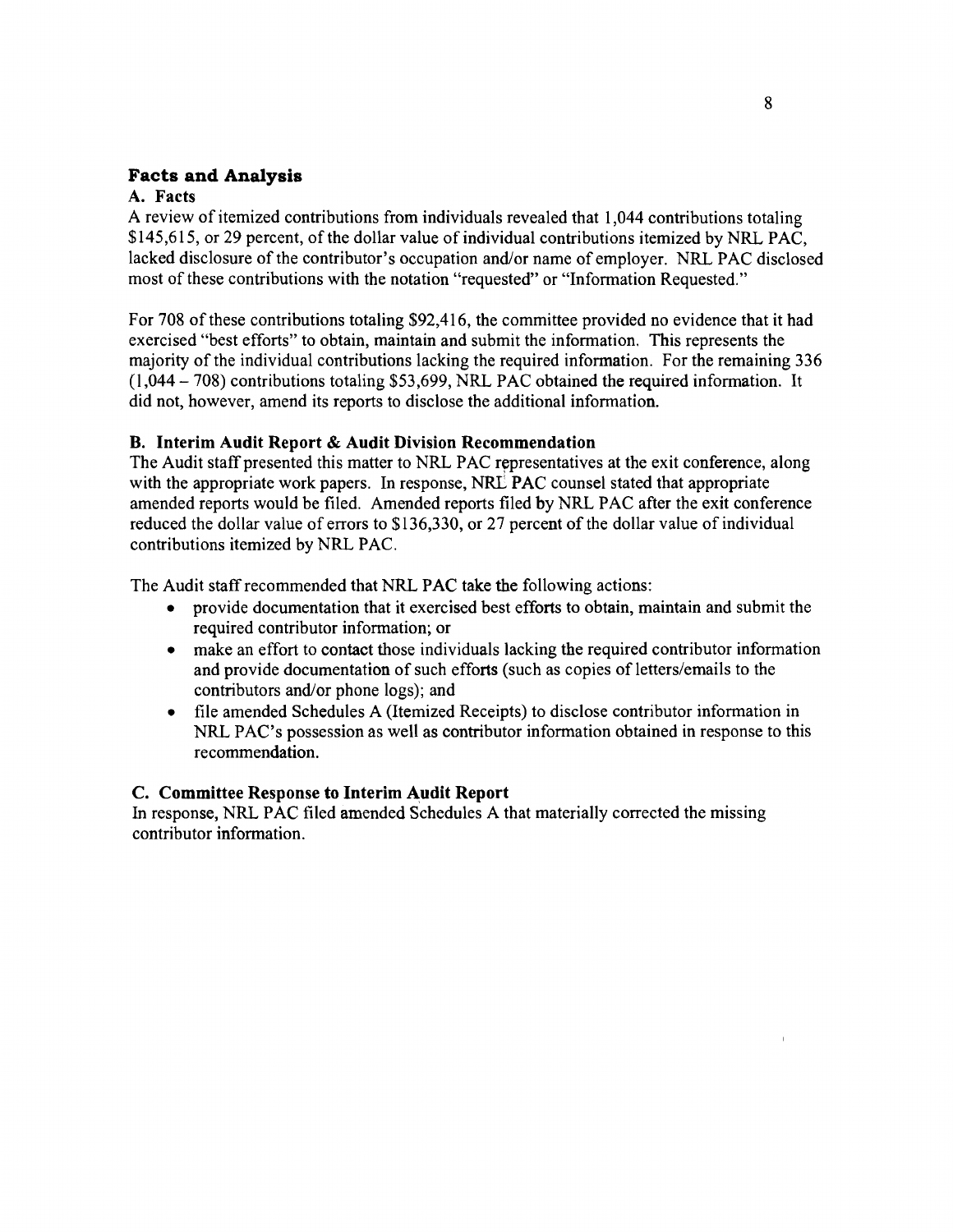## Facts and Analysis

### A. Facts

A review of itemized contributions from individuals revealed that 1,044 contributions totaling $145,615, or 29 percent, of the dollar value of individual contributions itemized by NRL PAC, lacked disclosure of the contributor's occupation and/or name of employer. NRL PAC disclosed most of these contributions with the notation "requested" or "Information Requested."

For 708 of these contributions totaling $92,416, the committee provided no evidence that it had exercised "best efforts" to obtain, maintain and submit the information. This represents the majority of the individual contributions lacking the required information. For the remaining 336 (1,044 – 708) contributions totaling $53,699, NRL PAC obtained the required information. It did not, however, amend its reports to disclose the additional information.

### B. Interim Audit Report & Audit Division Recommendation

The Audit staff presented this matter to NRL PAC representatives at the exit conference, along with the appropriate work papers. In response, NRL PAC counsel stated that appropriate amended reports would be filed. Amended reports filed by NRL PAC after the exit conference reduced the dollar value of errors to $136,330, or 27 percent of the dollar value of individual contributions itemized by NRL PAC.

The Audit staff recommended that NRL PAC take the following actions:

- provide documentation that it exercised best efforts to obtain, maintain and submit the required contributor information; or
- make an effort to contact those individuals lacking the required contributor information and provide documentation of such efforts (such as copies of letters/emails to the contributors and/or phone logs); and
- file amended Schedules A (Itemized Receipts) to disclose contributor information in NRL PAC's possession as well as contributor information obtained in response to this recommendation.

### C. Committee Response to Interim Audit Report

In response, NRL PAC filed amended Schedules A that materially corrected the missing contributor information.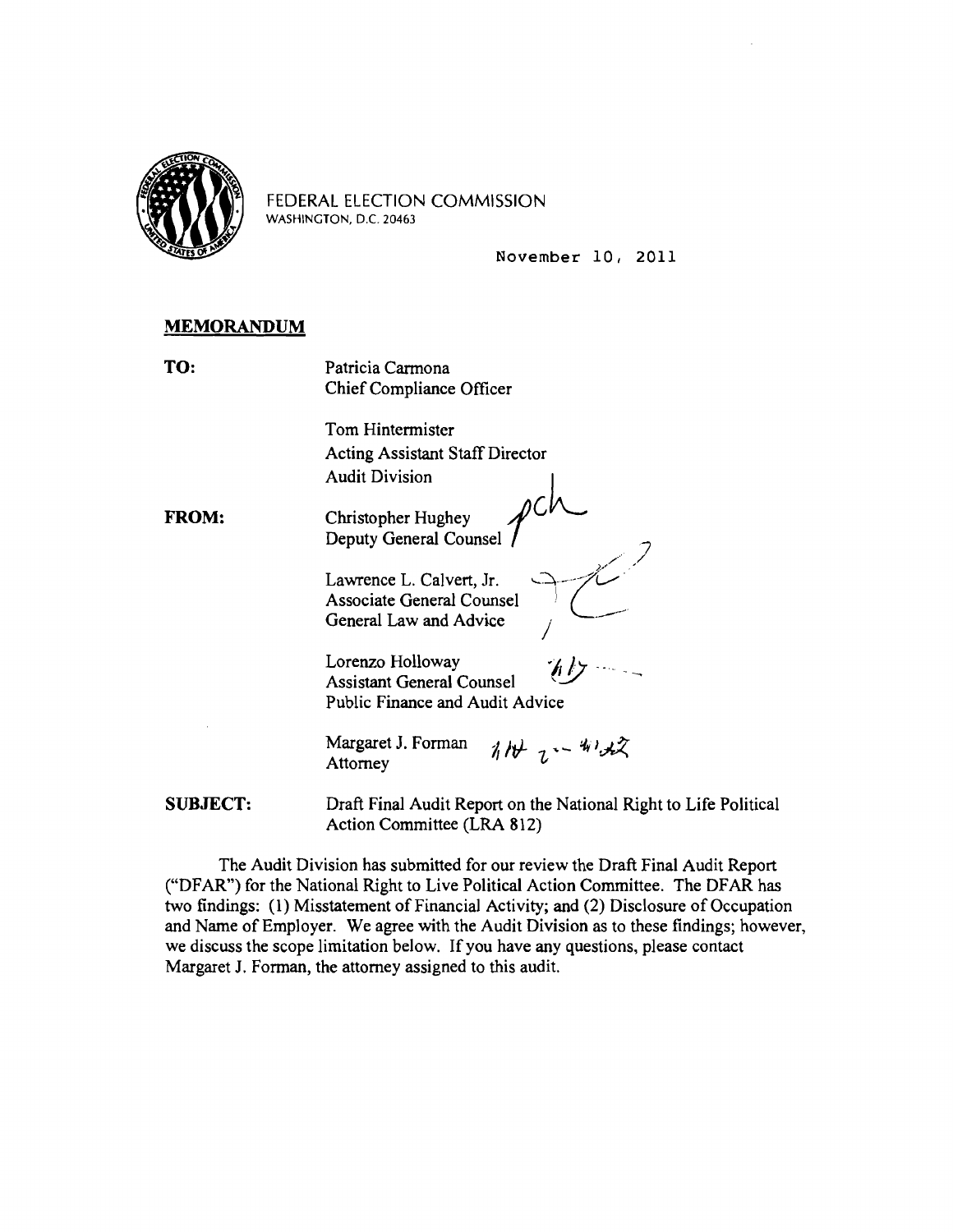FEDERAL ELECTION COMMISSION
WASHINGTON, D.C. 20463

November 10, 2011

**MEMORANDUM**

**TO:** Patricia Carmona
Chief Compliance Officer

Tom Hintermister
Acting Assistant Staff Director
Audit Division

**FROM:** Christopher Hughey
Deputy General Counsel

Lawrence L. Calvert, Jr.
Associate General Counsel
General Law and Advice

Lorenzo Holloway
Assistant General Counsel
Public Finance and Audit Advice

Margaret J. Forman
Attorney

**SUBJECT:** Draft Final Audit Report on the National Right to Life Political Action Committee (LRA 812)

The Audit Division has submitted for our review the Draft Final Audit Report ("DFAR") for the National Right to Live Political Action Committee. The DFAR has two findings: (1) Misstatement of Financial Activity; and (2) Disclosure of Occupation and Name of Employer. We agree with the Audit Division as to these findings; however, we discuss the scope limitation below. If you have any questions, please contact Margaret J. Forman, the attorney assigned to this audit.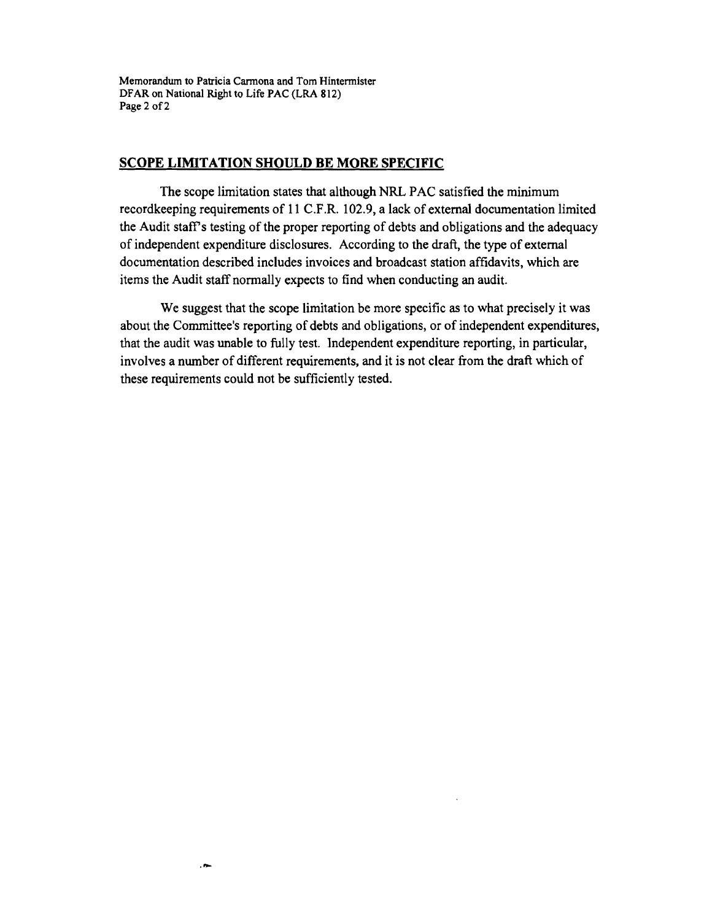## SCOPE LIMITATION SHOULD BE MORE SPECIFIC

The scope limitation states that although NRL PAC satisfied the minimum recordkeeping requirements of 11 C.F.R. 102.9, a lack of external documentation limited the Audit staff's testing of the proper reporting of debts and obligations and the adequacy of independent expenditure disclosures. According to the draft, the type of external documentation described includes invoices and broadcast station affidavits, which are items the Audit staff normally expects to find when conducting an audit.

We suggest that the scope limitation be more specific as to what precisely it was about the Committee's reporting of debts and obligations, or of independent expenditures, that the audit was unable to fully test. Independent expenditure reporting, in particular, involves a number of different requirements, and it is not clear from the draft which of these requirements could not be sufficiently tested.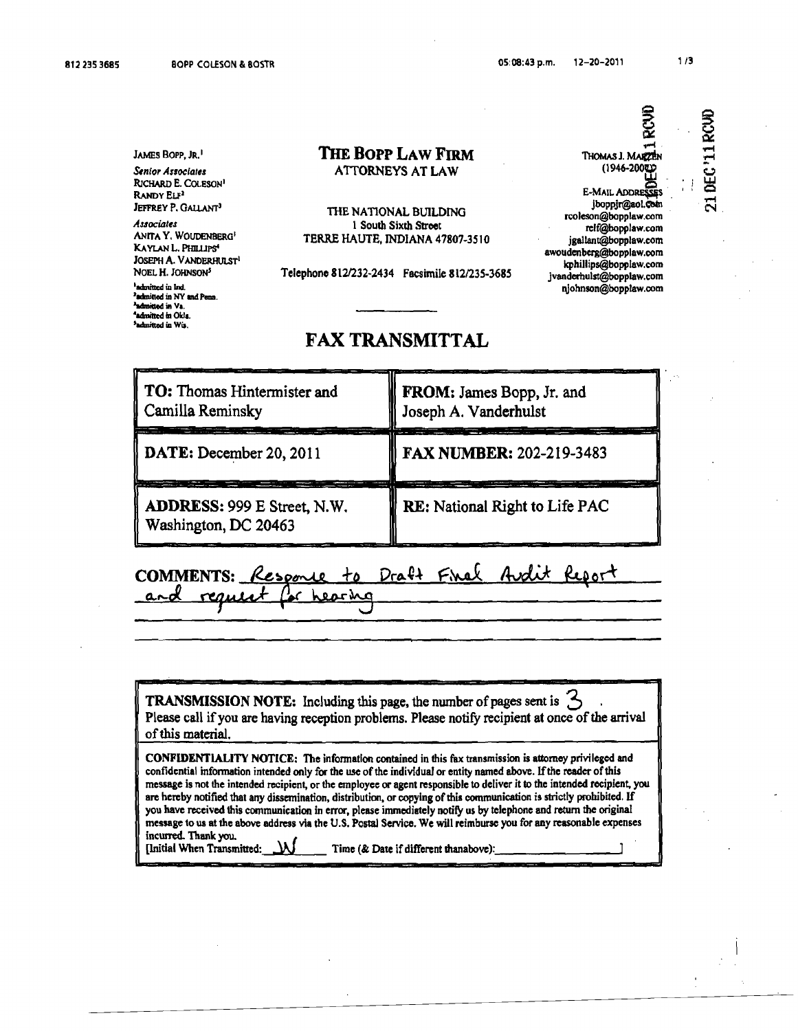JAMES BOPP, JR.[1]

*Senior Associates*
RICHARD E. COLESON[1]
RANDY ELF[2]
JEFFREY P. GALLANT[3]

*Associates*
ANITA Y. WOUDENBERG[1]
KAYLAN L. PHILLIPS[4]
JOSEPH A. VANDERHULST[1]
NOEL H. JOHNSON[5]

[1]admitted in Ind.
[2]admitted in NY and Penn.
[3]admitted in Va.
[4]admitted in Okla.
[5]admitted in Wis.

# THE BOPP LAW FIRM

ATTORNEYS AT LAW

THE NATIONAL BUILDING
1 South Sixth Street
TERRE HAUTE, INDIANA 47807-3510

Telephone 812/232-2434 Facsimile 812/235-3685

THOMAS J. MARZEN
(1946-2009)

E-MAIL ADDRESSES
jboppjr@aol.com
rcoleson@bopplaw.com
relf@bopplaw.com
jgallant@bopplaw.com
awoudenberg@bopplaw.com
kphillips@bopplaw.com
jvanderhulst@bopplaw.com
njohnson@bopplaw.com

21 DEC '11 RCVD

## FAX TRANSMITTAL

| **TO:** Thomas Hintermister and Camilla Reminsky | **FROM:** James Bopp, Jr. and Joseph A. Vanderhulst |
|---|---|
| **DATE:** December 20, 2011 | **FAX NUMBER:** 202-219-3483 |
| **ADDRESS:** 999 E Street, N.W. Washington, DC 20463 | **RE:** National Right to Life PAC |

**COMMENTS:** Response to Draft Final Audit Report and request for hearing

**TRANSMISSION NOTE:** Including this page, the number of pages sent is 3. Please call if you are having reception problems. Please notify recipient at once of the arrival of this material.

**CONFIDENTIALITY NOTICE:** The information contained in this fax transmission is attorney privileged and confidential information intended only for the use of the individual or entity named above. If the reader of this message is not the intended recipient, or the employee or agent responsible to deliver it to the intended recipient, you are hereby notified that any dissemination, distribution, or copying of this communication is strictly prohibited. If you have received this communication in error, please immediately notify us by telephone and return the original message to us at the above address via the U.S. Postal Service. We will reimburse you for any reasonable expenses incurred. Thank you.
[Initial When Transmitted: JV Time (& Date if different thanabove): ]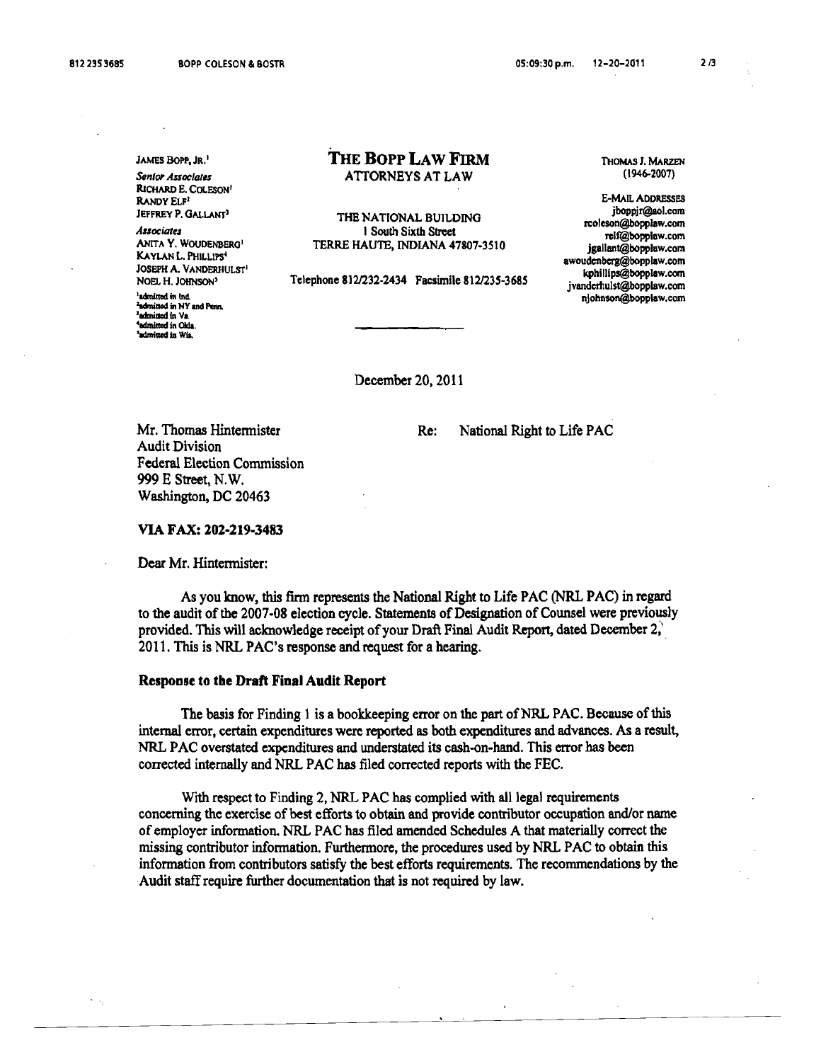JAMES BOPP, JR.[1]

*Senior Associates*
RICHARD E. COLESON[1]
RANDY ELF[2]
JEFFREY P. GALLANT[3]

*Associates*
ANITA Y. WOUDENBERG[1]
KAYLAN L. PHILLIPS[4]
JOSEPH A. VANDERHULST[1]
NOEL H. JOHNSON[5]

[1]admitted in Ind.
[2]admitted in NY and Penn.
[3]admitted in Va.
[4]admitted in Okla.
[5]admitted in Wis.

# THE BOPP LAW FIRM

ATTORNEYS AT LAW

THE NATIONAL BUILDING
1 South Sixth Street
TERRE HAUTE, INDIANA 47807-3510

Telephone 812/232-2434 Facsimile 812/235-3685

THOMAS J. MARZEN
(1946-2007)

E-MAIL ADDRESSES
jboppjr@aol.com
rcoleson@bopplaw.com
relf@bopplaw.com
jgallant@bopplaw.com
awoudenberg@bopplaw.com
kphillips@bopplaw.com
jvanderhulst@bopplaw.com
njohnson@bopplaw.com

December 20, 2011

Mr. Thomas Hintermister
Audit Division
Federal Election Commission
999 E Street, N.W.
Washington, DC 20463

Re: National Right to Life PAC

**VIA FAX: 202-219-3483**

Dear Mr. Hintermister:

As you know, this firm represents the National Right to Life PAC (NRL PAC) in regard to the audit of the 2007-08 election cycle. Statements of Designation of Counsel were previously provided. This will acknowledge receipt of your Draft Final Audit Report, dated December 2, 2011. This is NRL PAC's response and request for a hearing.

**Response to the Draft Final Audit Report**

The basis for Finding 1 is a bookkeeping error on the part of NRL PAC. Because of this internal error, certain expenditures were reported as both expenditures and advances. As a result, NRL PAC overstated expenditures and understated its cash-on-hand. This error has been corrected internally and NRL PAC has filed corrected reports with the FEC.

With respect to Finding 2, NRL PAC has complied with all legal requirements concerning the exercise of best efforts to obtain and provide contributor occupation and/or name of employer information. NRL PAC has filed amended Schedules A that materially correct the missing contributor information. Furthermore, the procedures used by NRL PAC to obtain this information from contributors satisfy the best efforts requirements. The recommendations by the Audit staff require further documentation that is not required by law.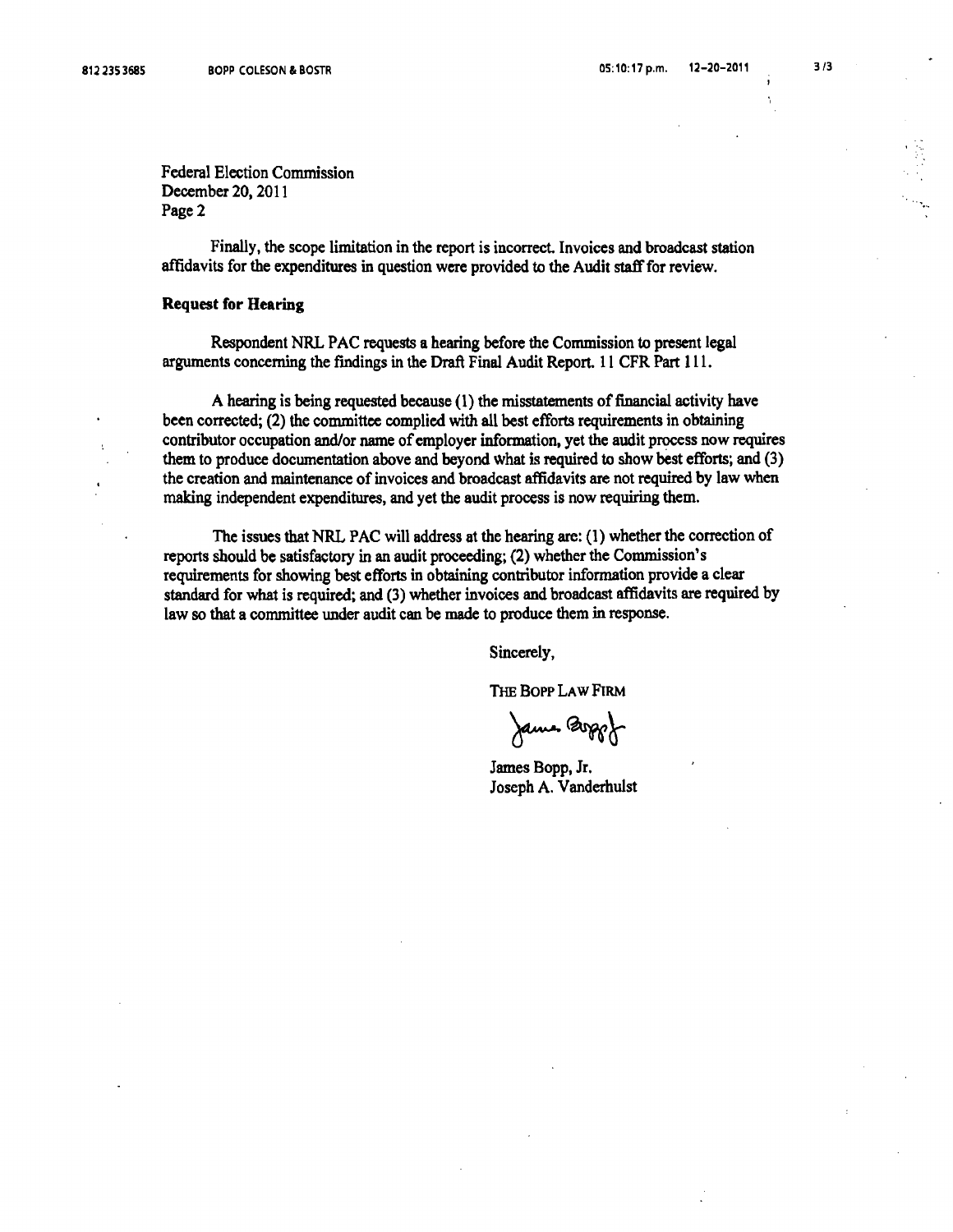Federal Election Commission
December 20, 2011
Page 2

Finally, the scope limitation in the report is incorrect. Invoices and broadcast station affidavits for the expenditures in question were provided to the Audit staff for review.

**Request for Hearing**

Respondent NRL PAC requests a hearing before the Commission to present legal arguments concerning the findings in the Draft Final Audit Report. 11 CFR Part 111.

A hearing is being requested because (1) the misstatements of financial activity have been corrected; (2) the committee complied with all best efforts requirements in obtaining contributor occupation and/or name of employer information, yet the audit process now requires them to produce documentation above and beyond what is required to show best efforts; and (3) the creation and maintenance of invoices and broadcast affidavits are not required by law when making independent expenditures, and yet the audit process is now requiring them.

The issues that NRL PAC will address at the hearing are: (1) whether the correction of reports should be satisfactory in an audit proceeding; (2) whether the Commission's requirements for showing best efforts in obtaining contributor information provide a clear standard for what is required; and (3) whether invoices and broadcast affidavits are required by law so that a committee under audit can be made to produce them in response.

Sincerely,

THE BOPP LAW FIRM

James Bopp, Jr.
Joseph A. Vanderhulst